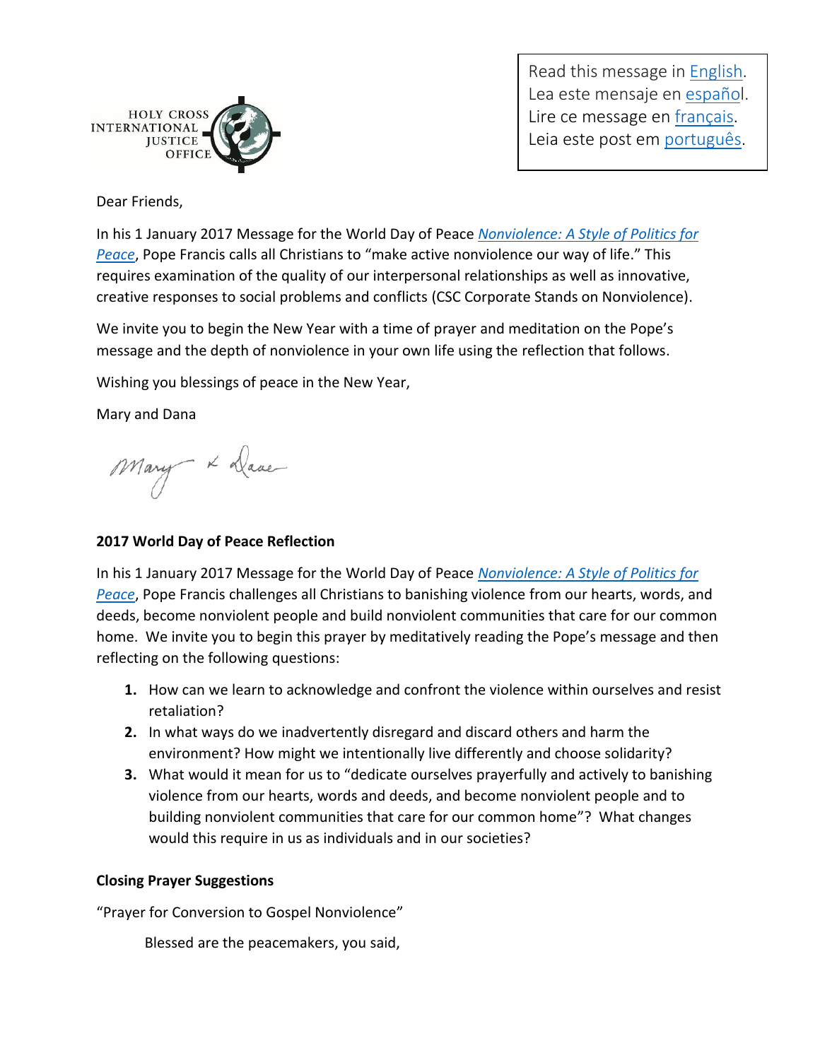HOLY CROSS INTERNATIONAL JUSTICE OFFICE

Read this message in English.
Lea este mensaje en español.
Lire ce message en français.
Leia este post em português.

Dear Friends,

In his 1 January 2017 Message for the World Day of Peace *Nonviolence: A Style of Politics for Peace*, Pope Francis calls all Christians to "make active nonviolence our way of life." This requires examination of the quality of our interpersonal relationships as well as innovative, creative responses to social problems and conflicts (CSC Corporate Stands on Nonviolence).

We invite you to begin the New Year with a time of prayer and meditation on the Pope's message and the depth of nonviolence in your own life using the reflection that follows.

Wishing you blessings of peace in the New Year,

Mary and Dana

Mary & Dana

**2017 World Day of Peace Reflection**

In his 1 January 2017 Message for the World Day of Peace *Nonviolence: A Style of Politics for Peace*, Pope Francis challenges all Christians to banishing violence from our hearts, words, and deeds, become nonviolent people and build nonviolent communities that care for our common home. We invite you to begin this prayer by meditatively reading the Pope's message and then reflecting on the following questions:

1. How can we learn to acknowledge and confront the violence within ourselves and resist retaliation?
2. In what ways do we inadvertently disregard and discard others and harm the environment? How might we intentionally live differently and choose solidarity?
3. What would it mean for us to "dedicate ourselves prayerfully and actively to banishing violence from our hearts, words and deeds, and become nonviolent people and to building nonviolent communities that care for our common home"? What changes would this require in us as individuals and in our societies?

**Closing Prayer Suggestions**

"Prayer for Conversion to Gospel Nonviolence"

Blessed are the peacemakers, you said,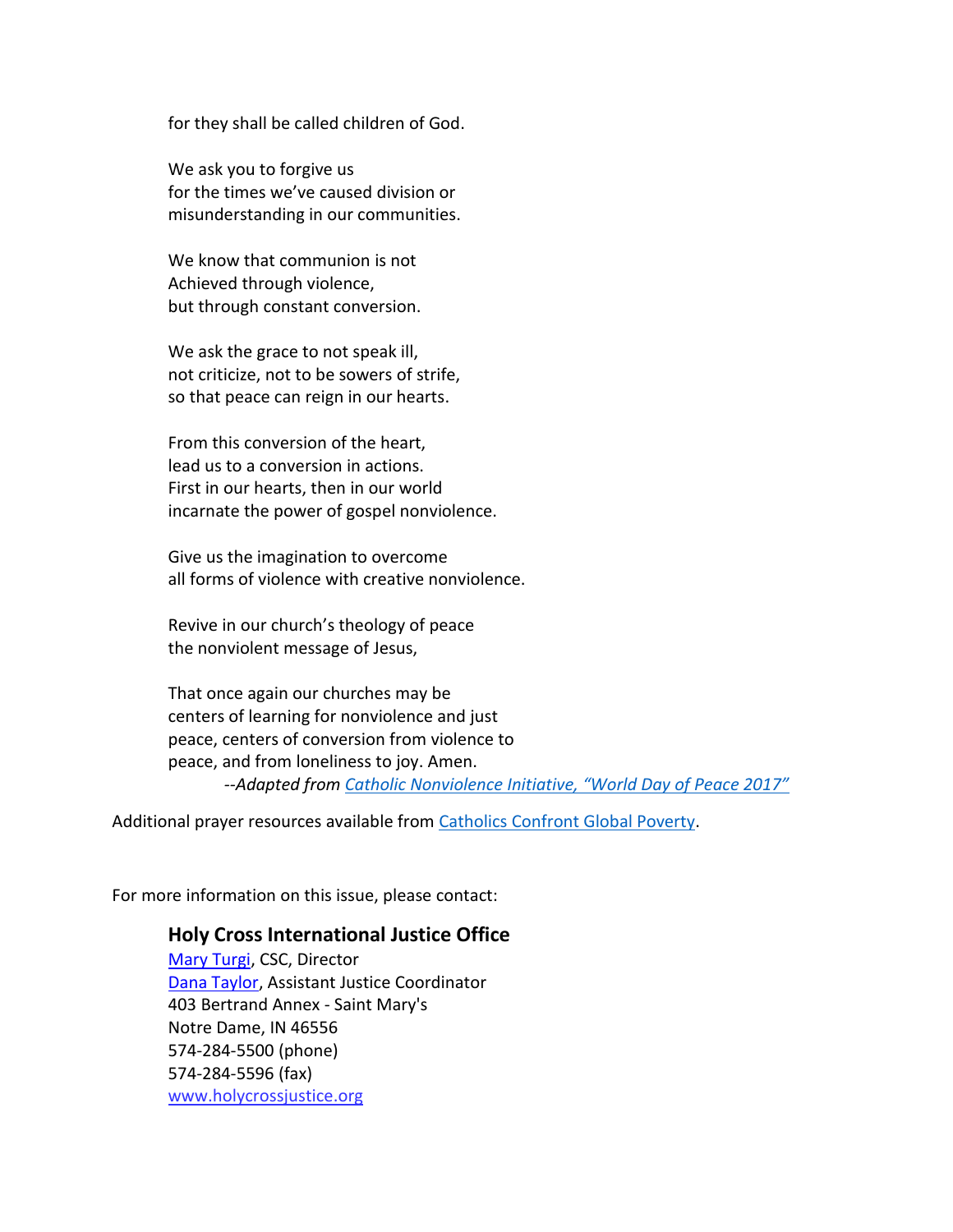for they shall be called children of God.

We ask you to forgive us
for the times we've caused division or
misunderstanding in our communities.

We know that communion is not
Achieved through violence,
but through constant conversion.

We ask the grace to not speak ill,
not criticize, not to be sowers of strife,
so that peace can reign in our hearts.

From this conversion of the heart,
lead us to a conversion in actions.
First in our hearts, then in our world
incarnate the power of gospel nonviolence.

Give us the imagination to overcome
all forms of violence with creative nonviolence.

Revive in our church's theology of peace
the nonviolent message of Jesus,

That once again our churches may be
centers of learning for nonviolence and just
peace, centers of conversion from violence to
peace, and from loneliness to joy. Amen.

*--Adapted from [Catholic Nonviolence Initiative, "World Day of Peace 2017"]()*

Additional prayer resources available from [Catholics Confront Global Poverty]().

For more information on this issue, please contact:

**Holy Cross International Justice Office**
[Mary Turgi](), CSC, Director
[Dana Taylor](), Assistant Justice Coordinator
403 Bertrand Annex - Saint Mary's
Notre Dame, IN 46556
574-284-5500 (phone)
574-284-5596 (fax)
[www.holycrossjustice.org]()